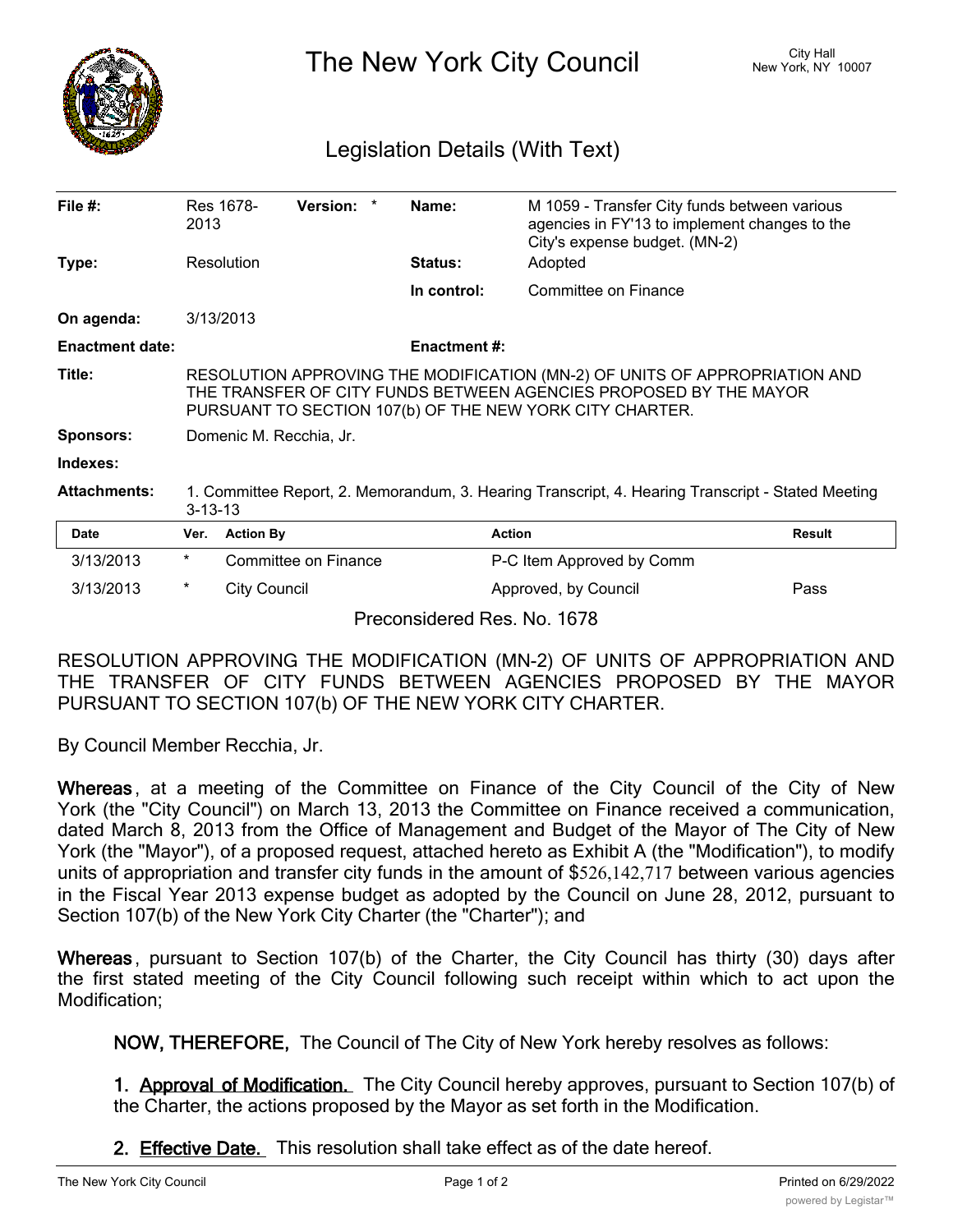# The New York City Council

City Hall
New York, NY 10007

## Legislation Details (With Text)

| | | | |
|---|---|---|---|
| **File #:** | Res 1678-2013 **Version:** * | **Name:** | M 1059 - Transfer City funds between various agencies in FY'13 to implement changes to the City's expense budget. (MN-2) |
| **Type:** | Resolution | **Status:** | Adopted |
| | | **In control:** | Committee on Finance |
| **On agenda:** | 3/13/2013 | | |
| **Enactment date:** | | **Enactment #:** | |
| **Title:** | RESOLUTION APPROVING THE MODIFICATION (MN-2) OF UNITS OF APPROPRIATION AND THE TRANSFER OF CITY FUNDS BETWEEN AGENCIES PROPOSED BY THE MAYOR PURSUANT TO SECTION 107(b) OF THE NEW YORK CITY CHARTER. | | |
| **Sponsors:** | Domenic M. Recchia, Jr. | | |
| **Indexes:** | | | |
| **Attachments:** | 1. Committee Report, 2. Memorandum, 3. Hearing Transcript, 4. Hearing Transcript - Stated Meeting 3-13-13 | | |

| Date | Ver. | Action By | Action | Result |
|---|---|---|---|---|
| 3/13/2013 | * | Committee on Finance | P-C Item Approved by Comm | |
| 3/13/2013 | * | City Council | Approved, by Council | Pass |

Preconsidered Res. No. 1678

RESOLUTION APPROVING THE MODIFICATION (MN-2) OF UNITS OF APPROPRIATION AND THE TRANSFER OF CITY FUNDS BETWEEN AGENCIES PROPOSED BY THE MAYOR PURSUANT TO SECTION 107(b) OF THE NEW YORK CITY CHARTER.

By Council Member Recchia, Jr.

**Whereas**, at a meeting of the Committee on Finance of the City Council of the City of New York (the "City Council") on March 13, 2013 the Committee on Finance received a communication, dated March 8, 2013 from the Office of Management and Budget of the Mayor of The City of New York (the "Mayor"), of a proposed request, attached hereto as Exhibit A (the "Modification"), to modify units of appropriation and transfer city funds in the amount of $526,142,717 between various agencies in the Fiscal Year 2013 expense budget as adopted by the Council on June 28, 2012, pursuant to Section 107(b) of the New York City Charter (the "Charter"); and

**Whereas**, pursuant to Section 107(b) of the Charter, the City Council has thirty (30) days after the first stated meeting of the City Council following such receipt within which to act upon the Modification;

**NOW, THEREFORE,** The Council of The City of New York hereby resolves as follows:

**1. Approval of Modification.** The City Council hereby approves, pursuant to Section 107(b) of the Charter, the actions proposed by the Mayor as set forth in the Modification.

**2. Effective Date.** This resolution shall take effect as of the date hereof.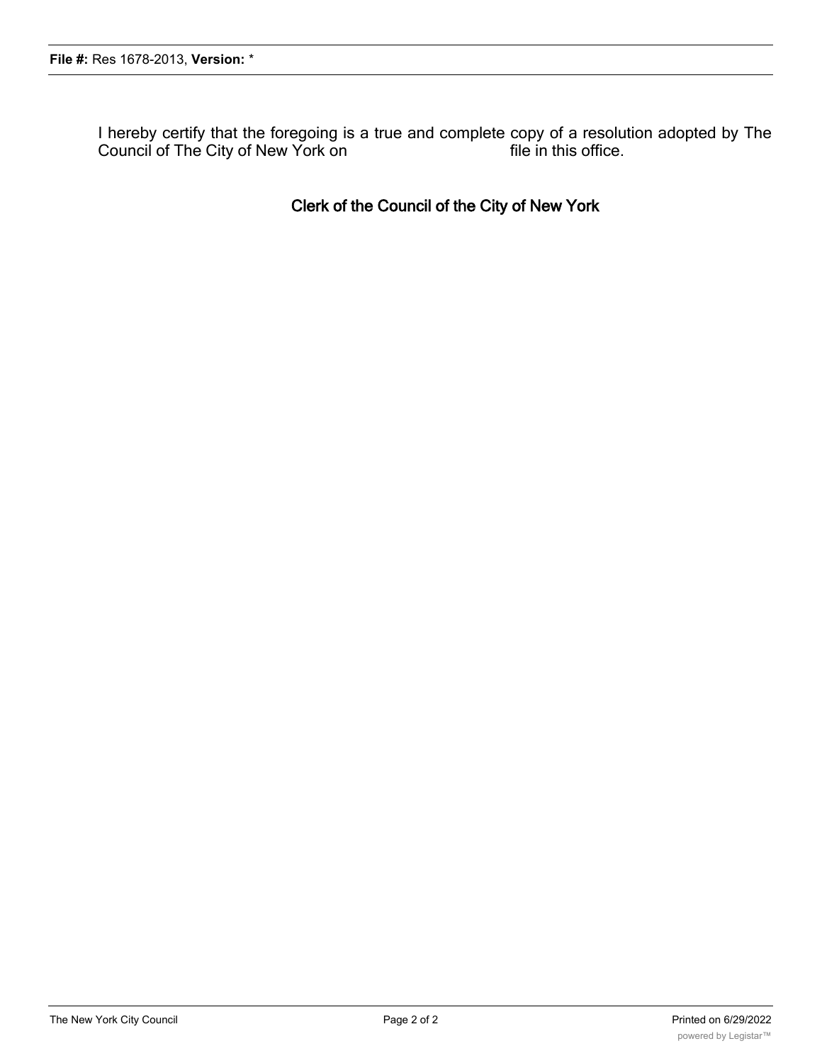I hereby certify that the foregoing is a true and complete copy of a resolution adopted by The Council of The City of New York on file in this office.

**Clerk of the Council of the City of New York**